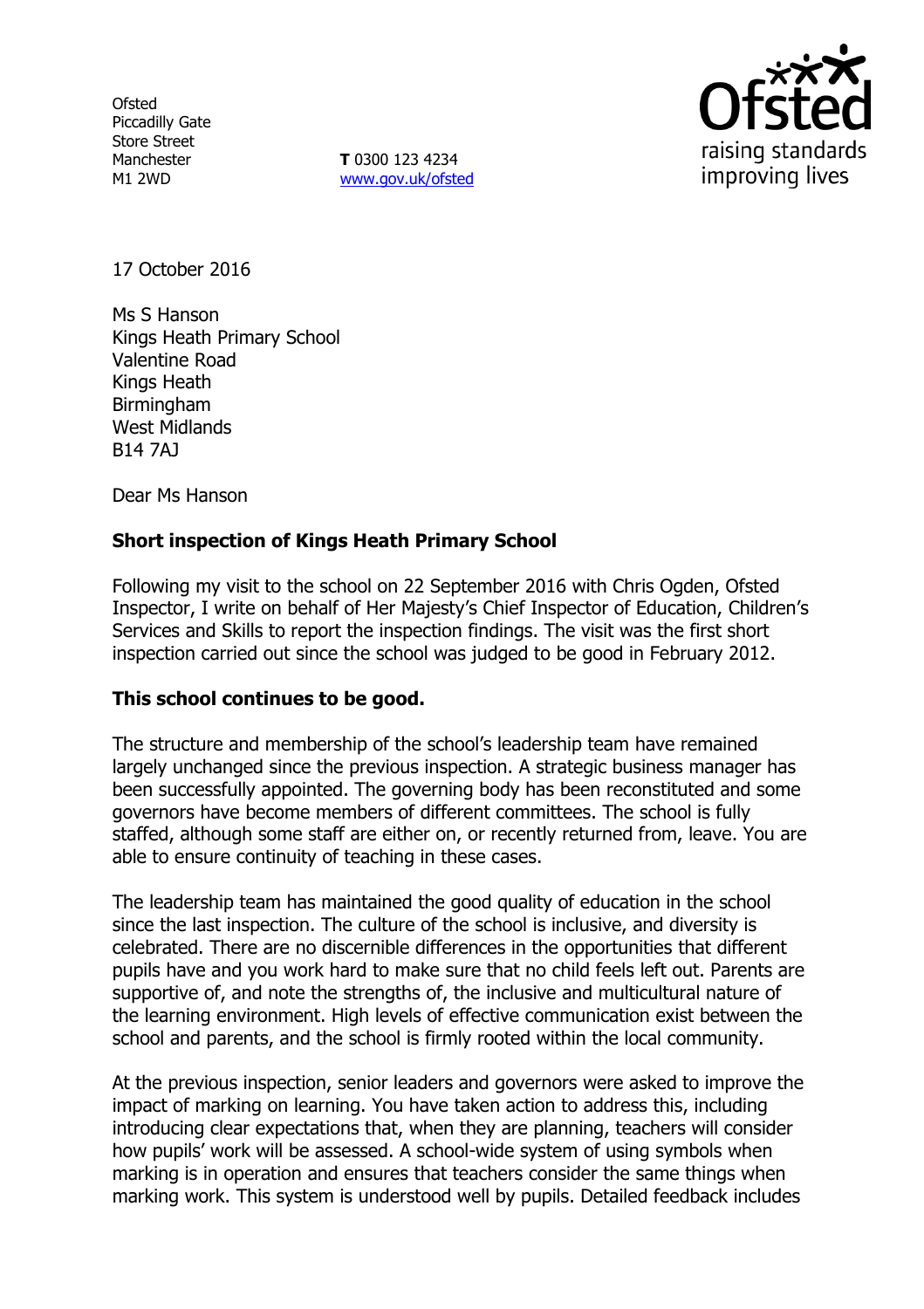Ofsted
Piccadilly Gate
Store Street
Manchester
M1 2WD

**T** 0300 123 4234
www.gov.uk/ofsted

17 October 2016

Ms S Hanson
Kings Heath Primary School
Valentine Road
Kings Heath
Birmingham
West Midlands
B14 7AJ

Dear Ms Hanson

**Short inspection of Kings Heath Primary School**

Following my visit to the school on 22 September 2016 with Chris Ogden, Ofsted Inspector, I write on behalf of Her Majesty's Chief Inspector of Education, Children's Services and Skills to report the inspection findings. The visit was the first short inspection carried out since the school was judged to be good in February 2012.

**This school continues to be good.**

The structure and membership of the school's leadership team have remained largely unchanged since the previous inspection. A strategic business manager has been successfully appointed. The governing body has been reconstituted and some governors have become members of different committees. The school is fully staffed, although some staff are either on, or recently returned from, leave. You are able to ensure continuity of teaching in these cases.

The leadership team has maintained the good quality of education in the school since the last inspection. The culture of the school is inclusive, and diversity is celebrated. There are no discernible differences in the opportunities that different pupils have and you work hard to make sure that no child feels left out. Parents are supportive of, and note the strengths of, the inclusive and multicultural nature of the learning environment. High levels of effective communication exist between the school and parents, and the school is firmly rooted within the local community.

At the previous inspection, senior leaders and governors were asked to improve the impact of marking on learning. You have taken action to address this, including introducing clear expectations that, when they are planning, teachers will consider how pupils' work will be assessed. A school-wide system of using symbols when marking is in operation and ensures that teachers consider the same things when marking work. This system is understood well by pupils. Detailed feedback includes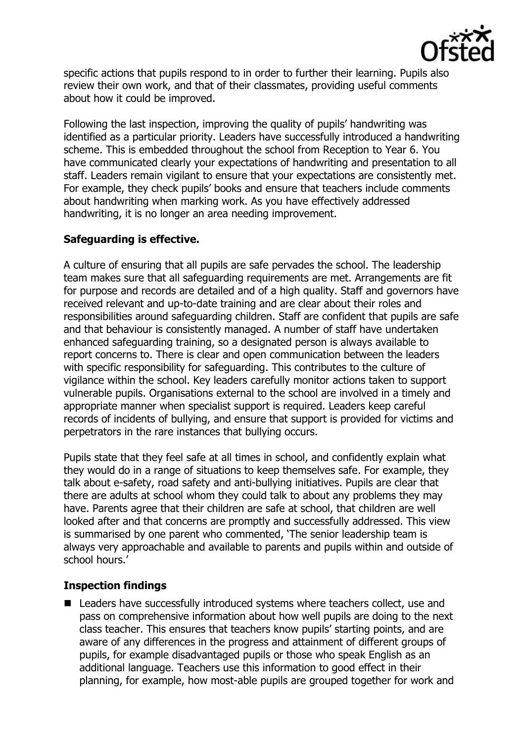specific actions that pupils respond to in order to further their learning. Pupils also review their own work, and that of their classmates, providing useful comments about how it could be improved.

Following the last inspection, improving the quality of pupils' handwriting was identified as a particular priority. Leaders have successfully introduced a handwriting scheme. This is embedded throughout the school from Reception to Year 6. You have communicated clearly your expectations of handwriting and presentation to all staff. Leaders remain vigilant to ensure that your expectations are consistently met. For example, they check pupils' books and ensure that teachers include comments about handwriting when marking work. As you have effectively addressed handwriting, it is no longer an area needing improvement.

**Safeguarding is effective.**

A culture of ensuring that all pupils are safe pervades the school. The leadership team makes sure that all safeguarding requirements are met. Arrangements are fit for purpose and records are detailed and of a high quality. Staff and governors have received relevant and up-to-date training and are clear about their roles and responsibilities around safeguarding children. Staff are confident that pupils are safe and that behaviour is consistently managed. A number of staff have undertaken enhanced safeguarding training, so a designated person is always available to report concerns to. There is clear and open communication between the leaders with specific responsibility for safeguarding. This contributes to the culture of vigilance within the school. Key leaders carefully monitor actions taken to support vulnerable pupils. Organisations external to the school are involved in a timely and appropriate manner when specialist support is required. Leaders keep careful records of incidents of bullying, and ensure that support is provided for victims and perpetrators in the rare instances that bullying occurs.

Pupils state that they feel safe at all times in school, and confidently explain what they would do in a range of situations to keep themselves safe. For example, they talk about e-safety, road safety and anti-bullying initiatives. Pupils are clear that there are adults at school whom they could talk to about any problems they may have. Parents agree that their children are safe at school, that children are well looked after and that concerns are promptly and successfully addressed. This view is summarised by one parent who commented, 'The senior leadership team is always very approachable and available to parents and pupils within and outside of school hours.'

**Inspection findings**

- Leaders have successfully introduced systems where teachers collect, use and pass on comprehensive information about how well pupils are doing to the next class teacher. This ensures that teachers know pupils' starting points, and are aware of any differences in the progress and attainment of different groups of pupils, for example disadvantaged pupils or those who speak English as an additional language. Teachers use this information to good effect in their planning, for example, how most-able pupils are grouped together for work and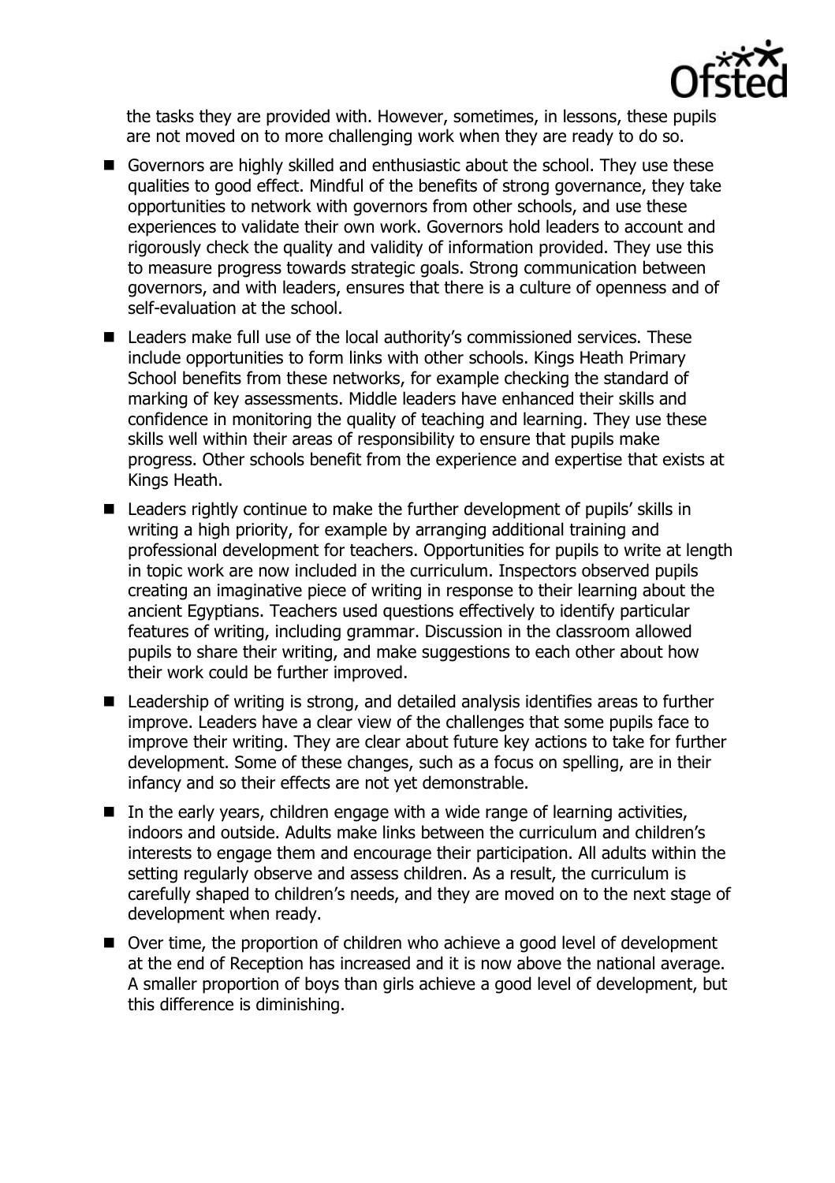the tasks they are provided with. However, sometimes, in lessons, these pupils are not moved on to more challenging work when they are ready to do so.

- Governors are highly skilled and enthusiastic about the school. They use these qualities to good effect. Mindful of the benefits of strong governance, they take opportunities to network with governors from other schools, and use these experiences to validate their own work. Governors hold leaders to account and rigorously check the quality and validity of information provided. They use this to measure progress towards strategic goals. Strong communication between governors, and with leaders, ensures that there is a culture of openness and of self-evaluation at the school.
- Leaders make full use of the local authority's commissioned services. These include opportunities to form links with other schools. Kings Heath Primary School benefits from these networks, for example checking the standard of marking of key assessments. Middle leaders have enhanced their skills and confidence in monitoring the quality of teaching and learning. They use these skills well within their areas of responsibility to ensure that pupils make progress. Other schools benefit from the experience and expertise that exists at Kings Heath.
- Leaders rightly continue to make the further development of pupils' skills in writing a high priority, for example by arranging additional training and professional development for teachers. Opportunities for pupils to write at length in topic work are now included in the curriculum. Inspectors observed pupils creating an imaginative piece of writing in response to their learning about the ancient Egyptians. Teachers used questions effectively to identify particular features of writing, including grammar. Discussion in the classroom allowed pupils to share their writing, and make suggestions to each other about how their work could be further improved.
- Leadership of writing is strong, and detailed analysis identifies areas to further improve. Leaders have a clear view of the challenges that some pupils face to improve their writing. They are clear about future key actions to take for further development. Some of these changes, such as a focus on spelling, are in their infancy and so their effects are not yet demonstrable.
- In the early years, children engage with a wide range of learning activities, indoors and outside. Adults make links between the curriculum and children's interests to engage them and encourage their participation. All adults within the setting regularly observe and assess children. As a result, the curriculum is carefully shaped to children's needs, and they are moved on to the next stage of development when ready.
- Over time, the proportion of children who achieve a good level of development at the end of Reception has increased and it is now above the national average. A smaller proportion of boys than girls achieve a good level of development, but this difference is diminishing.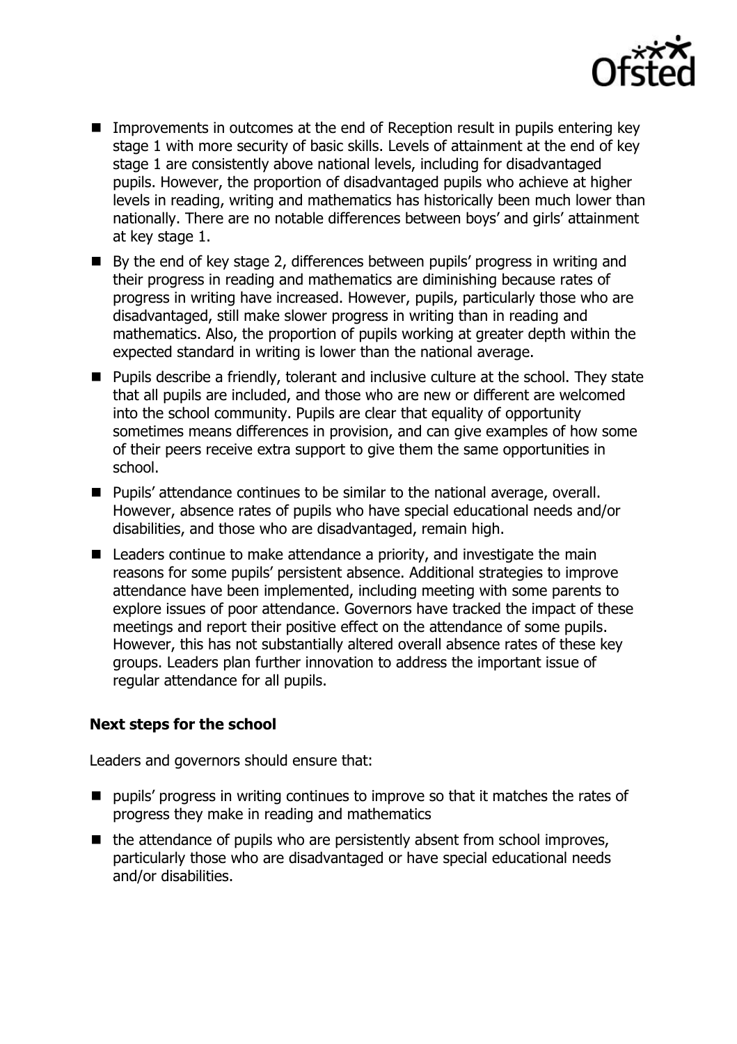- Improvements in outcomes at the end of Reception result in pupils entering key stage 1 with more security of basic skills. Levels of attainment at the end of key stage 1 are consistently above national levels, including for disadvantaged pupils. However, the proportion of disadvantaged pupils who achieve at higher levels in reading, writing and mathematics has historically been much lower than nationally. There are no notable differences between boys' and girls' attainment at key stage 1.
- By the end of key stage 2, differences between pupils' progress in writing and their progress in reading and mathematics are diminishing because rates of progress in writing have increased. However, pupils, particularly those who are disadvantaged, still make slower progress in writing than in reading and mathematics. Also, the proportion of pupils working at greater depth within the expected standard in writing is lower than the national average.
- Pupils describe a friendly, tolerant and inclusive culture at the school. They state that all pupils are included, and those who are new or different are welcomed into the school community. Pupils are clear that equality of opportunity sometimes means differences in provision, and can give examples of how some of their peers receive extra support to give them the same opportunities in school.
- Pupils' attendance continues to be similar to the national average, overall. However, absence rates of pupils who have special educational needs and/or disabilities, and those who are disadvantaged, remain high.
- Leaders continue to make attendance a priority, and investigate the main reasons for some pupils' persistent absence. Additional strategies to improve attendance have been implemented, including meeting with some parents to explore issues of poor attendance. Governors have tracked the impact of these meetings and report their positive effect on the attendance of some pupils. However, this has not substantially altered overall absence rates of these key groups. Leaders plan further innovation to address the important issue of regular attendance for all pupils.

### Next steps for the school

Leaders and governors should ensure that:

- pupils' progress in writing continues to improve so that it matches the rates of progress they make in reading and mathematics
- the attendance of pupils who are persistently absent from school improves, particularly those who are disadvantaged or have special educational needs and/or disabilities.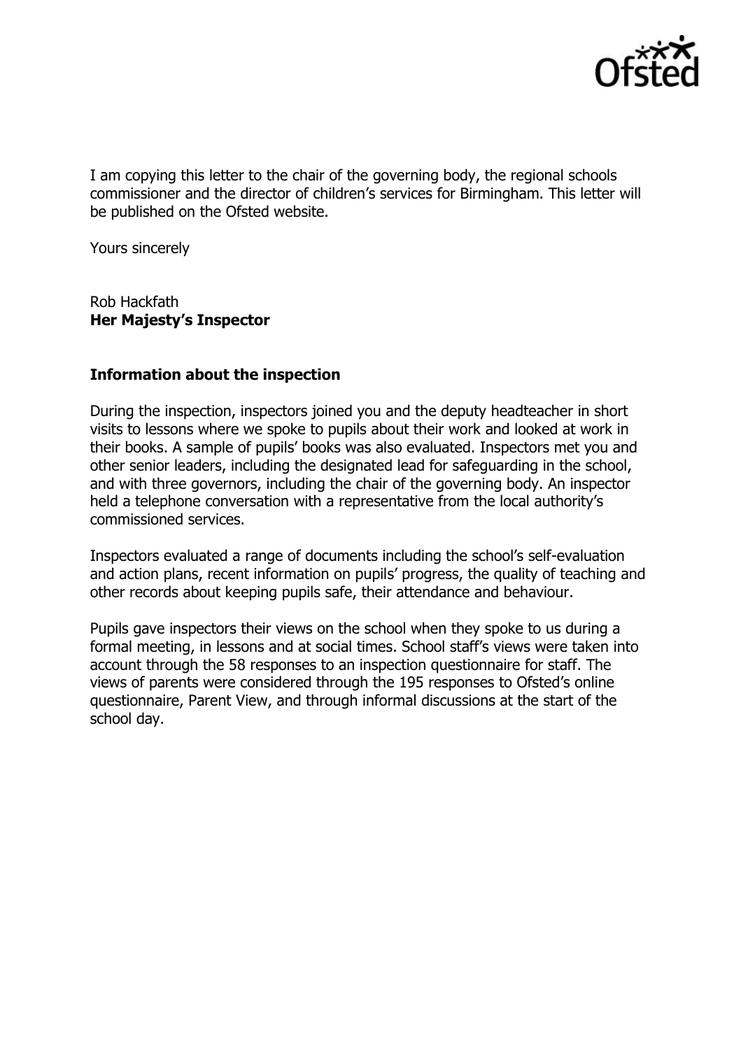I am copying this letter to the chair of the governing body, the regional schools commissioner and the director of children's services for Birmingham. This letter will be published on the Ofsted website.

Yours sincerely

Rob Hackfath
**Her Majesty's Inspector**

### Information about the inspection

During the inspection, inspectors joined you and the deputy headteacher in short visits to lessons where we spoke to pupils about their work and looked at work in their books. A sample of pupils' books was also evaluated. Inspectors met you and other senior leaders, including the designated lead for safeguarding in the school, and with three governors, including the chair of the governing body. An inspector held a telephone conversation with a representative from the local authority's commissioned services.

Inspectors evaluated a range of documents including the school's self-evaluation and action plans, recent information on pupils' progress, the quality of teaching and other records about keeping pupils safe, their attendance and behaviour.

Pupils gave inspectors their views on the school when they spoke to us during a formal meeting, in lessons and at social times. School staff's views were taken into account through the 58 responses to an inspection questionnaire for staff. The views of parents were considered through the 195 responses to Ofsted's online questionnaire, Parent View, and through informal discussions at the start of the school day.